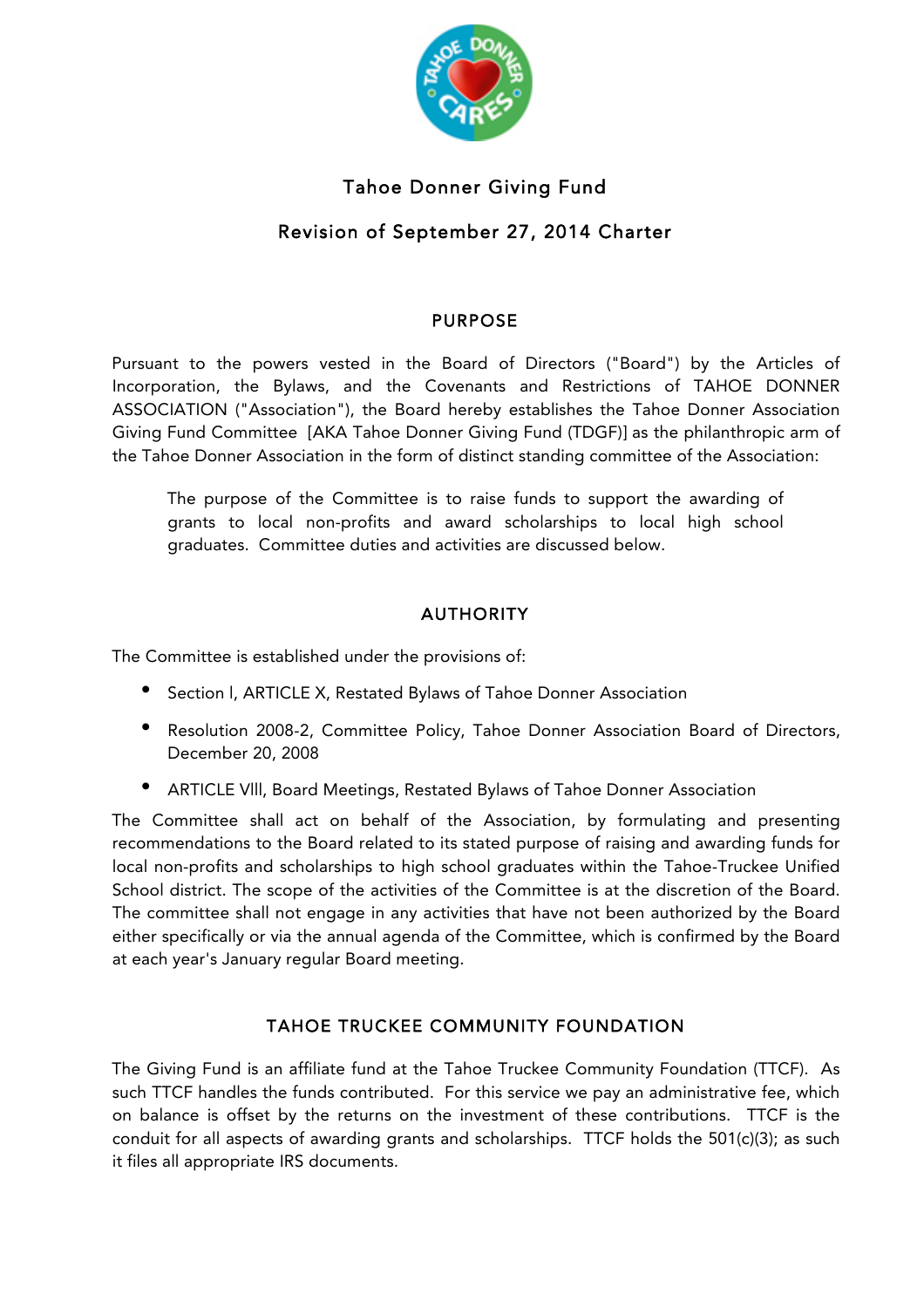# Tahoe Donner Giving Fund

## Revision of September 27, 2014 Charter

### PURPOSE

Pursuant to the powers vested in the Board of Directors ("Board") by the Articles of Incorporation, the Bylaws, and the Covenants and Restrictions of TAHOE DONNER ASSOCIATION ("Association"), the Board hereby establishes the Tahoe Donner Association Giving Fund Committee [AKA Tahoe Donner Giving Fund (TDGF)] as the philanthropic arm of the Tahoe Donner Association in the form of distinct standing committee of the Association:

> The purpose of the Committee is to raise funds to support the awarding of grants to local non-profits and award scholarships to local high school graduates. Committee duties and activities are discussed below.

### AUTHORITY

The Committee is established under the provisions of:

- Section I, ARTICLE X, Restated Bylaws of Tahoe Donner Association
- Resolution 2008-2, Committee Policy, Tahoe Donner Association Board of Directors, December 20, 2008
- ARTICLE VIII, Board Meetings, Restated Bylaws of Tahoe Donner Association

The Committee shall act on behalf of the Association, by formulating and presenting recommendations to the Board related to its stated purpose of raising and awarding funds for local non-profits and scholarships to high school graduates within the Tahoe-Truckee Unified School district. The scope of the activities of the Committee is at the discretion of the Board. The committee shall not engage in any activities that have not been authorized by the Board either specifically or via the annual agenda of the Committee, which is confirmed by the Board at each year's January regular Board meeting.

### TAHOE TRUCKEE COMMUNITY FOUNDATION

The Giving Fund is an affiliate fund at the Tahoe Truckee Community Foundation (TTCF). As such TTCF handles the funds contributed. For this service we pay an administrative fee, which on balance is offset by the returns on the investment of these contributions. TTCF is the conduit for all aspects of awarding grants and scholarships. TTCF holds the 501(c)(3); as such it files all appropriate IRS documents.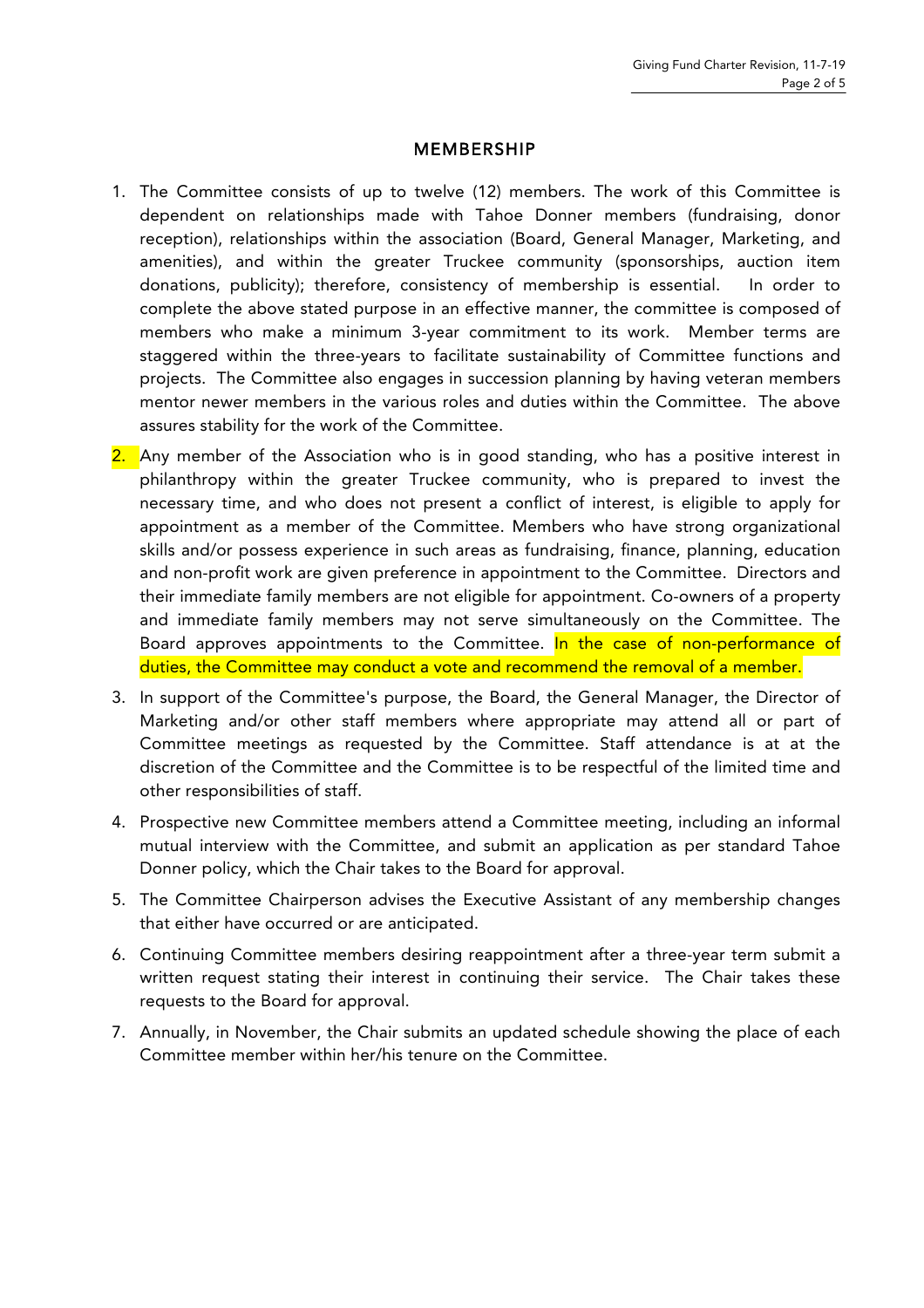## MEMBERSHIP

1. The Committee consists of up to twelve (12) members. The work of this Committee is dependent on relationships made with Tahoe Donner members (fundraising, donor reception), relationships within the association (Board, General Manager, Marketing, and amenities), and within the greater Truckee community (sponsorships, auction item donations, publicity); therefore, consistency of membership is essential. In order to complete the above stated purpose in an effective manner, the committee is composed of members who make a minimum 3-year commitment to its work. Member terms are staggered within the three-years to facilitate sustainability of Committee functions and projects. The Committee also engages in succession planning by having veteran members mentor newer members in the various roles and duties within the Committee. The above assures stability for the work of the Committee.
2. Any member of the Association who is in good standing, who has a positive interest in philanthropy within the greater Truckee community, who is prepared to invest the necessary time, and who does not present a conflict of interest, is eligible to apply for appointment as a member of the Committee. Members who have strong organizational skills and/or possess experience in such areas as fundraising, finance, planning, education and non-profit work are given preference in appointment to the Committee. Directors and their immediate family members are not eligible for appointment. Co-owners of a property and immediate family members may not serve simultaneously on the Committee. The Board approves appointments to the Committee. In the case of non-performance of duties, the Committee may conduct a vote and recommend the removal of a member.
3. In support of the Committee's purpose, the Board, the General Manager, the Director of Marketing and/or other staff members where appropriate may attend all or part of Committee meetings as requested by the Committee. Staff attendance is at at the discretion of the Committee and the Committee is to be respectful of the limited time and other responsibilities of staff.
4. Prospective new Committee members attend a Committee meeting, including an informal mutual interview with the Committee, and submit an application as per standard Tahoe Donner policy, which the Chair takes to the Board for approval.
5. The Committee Chairperson advises the Executive Assistant of any membership changes that either have occurred or are anticipated.
6. Continuing Committee members desiring reappointment after a three-year term submit a written request stating their interest in continuing their service. The Chair takes these requests to the Board for approval.
7. Annually, in November, the Chair submits an updated schedule showing the place of each Committee member within her/his tenure on the Committee.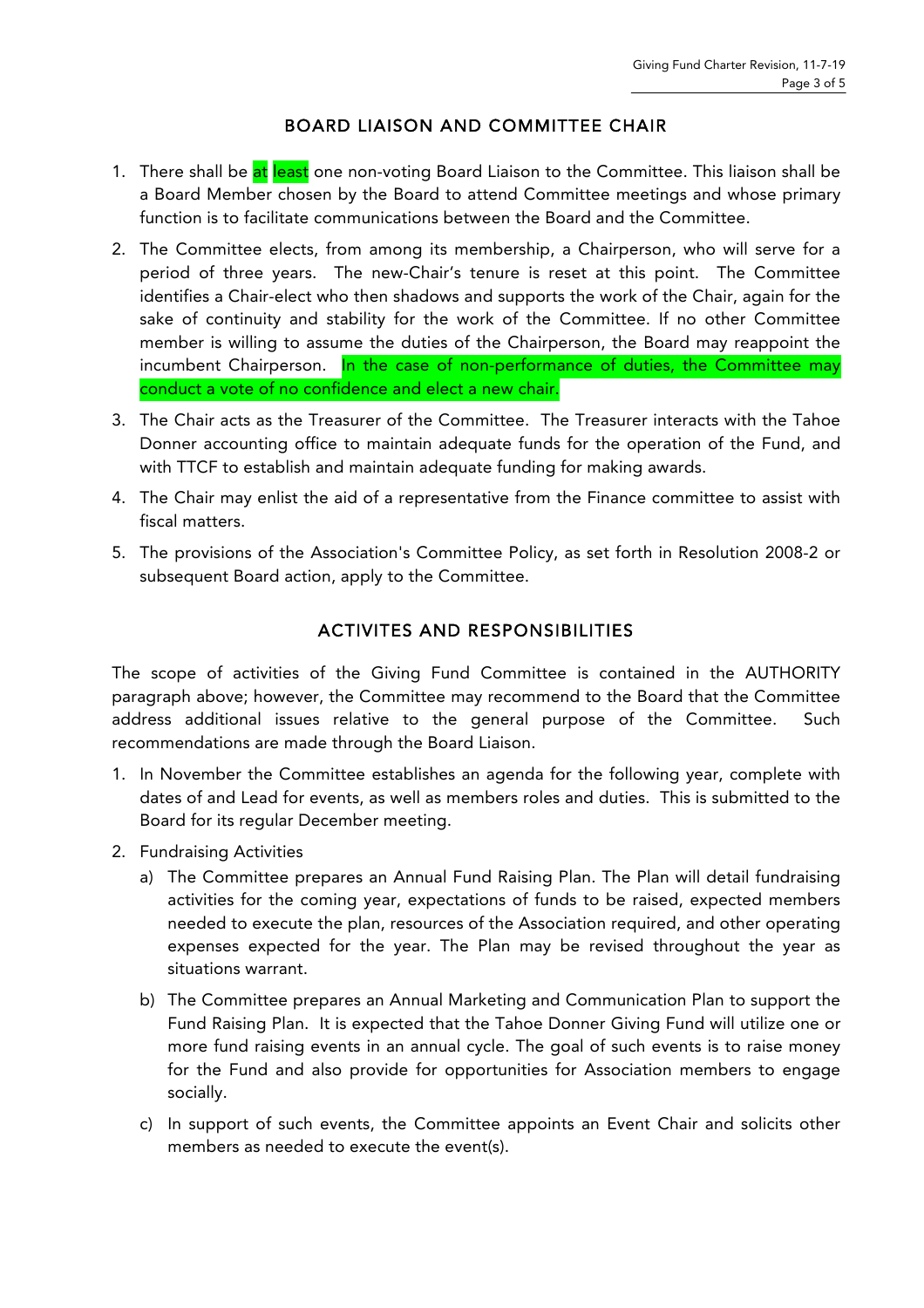## BOARD LIAISON AND COMMITTEE CHAIR

1. There shall be at least one non-voting Board Liaison to the Committee. This liaison shall be a Board Member chosen by the Board to attend Committee meetings and whose primary function is to facilitate communications between the Board and the Committee.
2. The Committee elects, from among its membership, a Chairperson, who will serve for a period of three years. The new-Chair's tenure is reset at this point. The Committee identifies a Chair-elect who then shadows and supports the work of the Chair, again for the sake of continuity and stability for the work of the Committee. If no other Committee member is willing to assume the duties of the Chairperson, the Board may reappoint the incumbent Chairperson. In the case of non-performance of duties, the Committee may conduct a vote of no confidence and elect a new chair.
3. The Chair acts as the Treasurer of the Committee. The Treasurer interacts with the Tahoe Donner accounting office to maintain adequate funds for the operation of the Fund, and with TTCF to establish and maintain adequate funding for making awards.
4. The Chair may enlist the aid of a representative from the Finance committee to assist with fiscal matters.
5. The provisions of the Association's Committee Policy, as set forth in Resolution 2008-2 or subsequent Board action, apply to the Committee.

## ACTIVITES AND RESPONSIBILITIES

The scope of activities of the Giving Fund Committee is contained in the AUTHORITY paragraph above; however, the Committee may recommend to the Board that the Committee address additional issues relative to the general purpose of the Committee. Such recommendations are made through the Board Liaison.

1. In November the Committee establishes an agenda for the following year, complete with dates of and Lead for events, as well as members roles and duties. This is submitted to the Board for its regular December meeting.
2. Fundraising Activities
   a) The Committee prepares an Annual Fund Raising Plan. The Plan will detail fundraising activities for the coming year, expectations of funds to be raised, expected members needed to execute the plan, resources of the Association required, and other operating expenses expected for the year. The Plan may be revised throughout the year as situations warrant.
   b) The Committee prepares an Annual Marketing and Communication Plan to support the Fund Raising Plan. It is expected that the Tahoe Donner Giving Fund will utilize one or more fund raising events in an annual cycle. The goal of such events is to raise money for the Fund and also provide for opportunities for Association members to engage socially.
   c) In support of such events, the Committee appoints an Event Chair and solicits other members as needed to execute the event(s).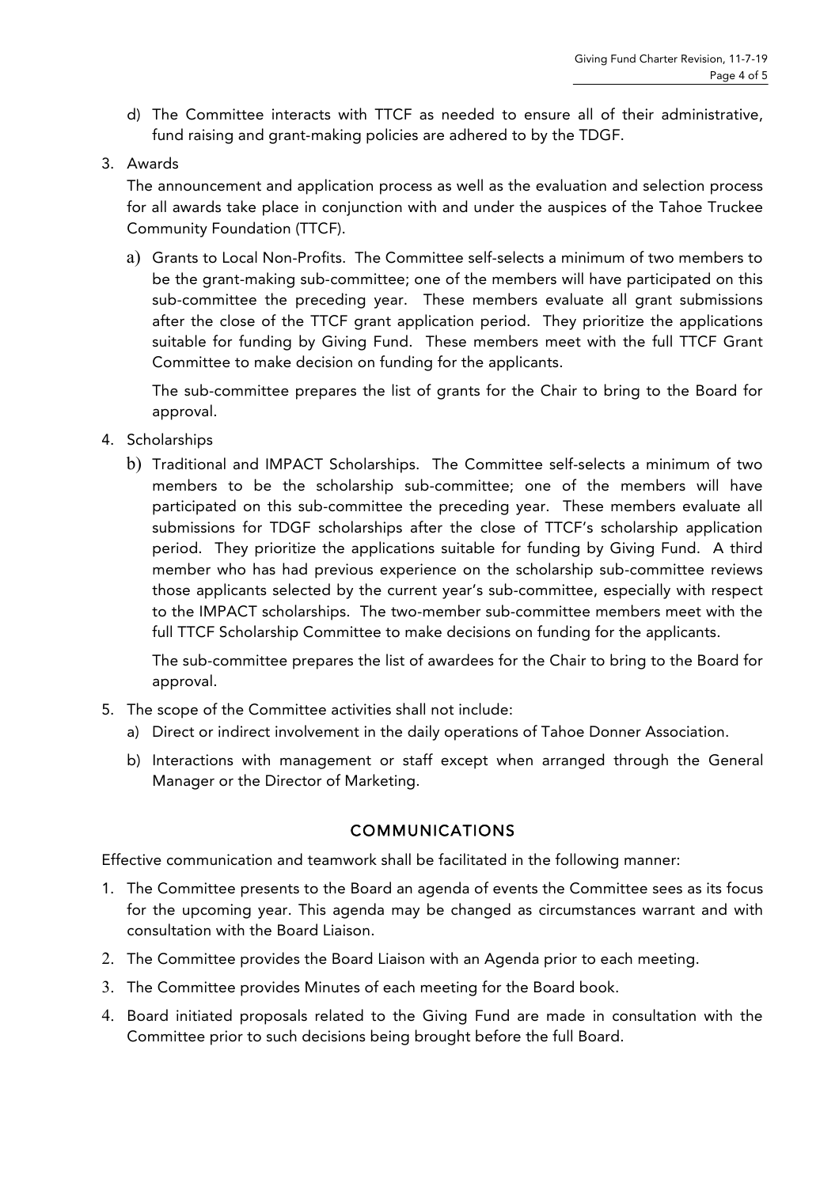d) The Committee interacts with TTCF as needed to ensure all of their administrative, fund raising and grant-making policies are adhered to by the TDGF.

3. Awards

   The announcement and application process as well as the evaluation and selection process for all awards take place in conjunction with and under the auspices of the Tahoe Truckee Community Foundation (TTCF).

   a) Grants to Local Non-Profits. The Committee self-selects a minimum of two members to be the grant-making sub-committee; one of the members will have participated on this sub-committee the preceding year. These members evaluate all grant submissions after the close of the TTCF grant application period. They prioritize the applications suitable for funding by Giving Fund. These members meet with the full TTCF Grant Committee to make decision on funding for the applicants.

      The sub-committee prepares the list of grants for the Chair to bring to the Board for approval.

4. Scholarships

   b) Traditional and IMPACT Scholarships. The Committee self-selects a minimum of two members to be the scholarship sub-committee; one of the members will have participated on this sub-committee the preceding year. These members evaluate all submissions for TDGF scholarships after the close of TTCF's scholarship application period. They prioritize the applications suitable for funding by Giving Fund. A third member who has had previous experience on the scholarship sub-committee reviews those applicants selected by the current year's sub-committee, especially with respect to the IMPACT scholarships. The two-member sub-committee members meet with the full TTCF Scholarship Committee to make decisions on funding for the applicants.

      The sub-committee prepares the list of awardees for the Chair to bring to the Board for approval.

5. The scope of the Committee activities shall not include:
   a) Direct or indirect involvement in the daily operations of Tahoe Donner Association.
   b) Interactions with management or staff except when arranged through the General Manager or the Director of Marketing.

## COMMUNICATIONS

Effective communication and teamwork shall be facilitated in the following manner:

1. The Committee presents to the Board an agenda of events the Committee sees as its focus for the upcoming year. This agenda may be changed as circumstances warrant and with consultation with the Board Liaison.
2. The Committee provides the Board Liaison with an Agenda prior to each meeting.
3. The Committee provides Minutes of each meeting for the Board book.
4. Board initiated proposals related to the Giving Fund are made in consultation with the Committee prior to such decisions being brought before the full Board.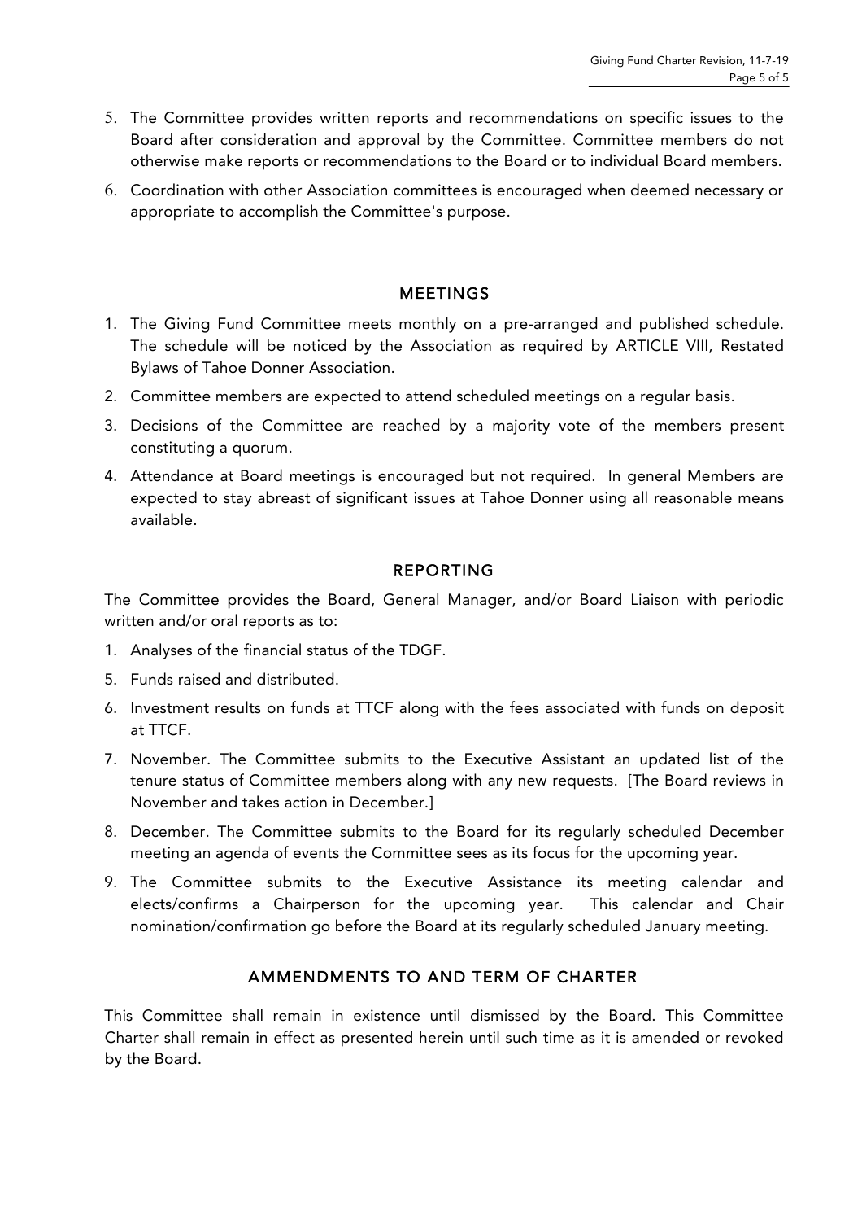5. The Committee provides written reports and recommendations on specific issues to the Board after consideration and approval by the Committee. Committee members do not otherwise make reports or recommendations to the Board or to individual Board members.
6. Coordination with other Association committees is encouraged when deemed necessary or appropriate to accomplish the Committee's purpose.

## MEETINGS

1. The Giving Fund Committee meets monthly on a pre-arranged and published schedule. The schedule will be noticed by the Association as required by ARTICLE VIII, Restated Bylaws of Tahoe Donner Association.
2. Committee members are expected to attend scheduled meetings on a regular basis.
3. Decisions of the Committee are reached by a majority vote of the members present constituting a quorum.
4. Attendance at Board meetings is encouraged but not required. In general Members are expected to stay abreast of significant issues at Tahoe Donner using all reasonable means available.

## REPORTING

The Committee provides the Board, General Manager, and/or Board Liaison with periodic written and/or oral reports as to:

1. Analyses of the financial status of the TDGF.
5. Funds raised and distributed.
6. Investment results on funds at TTCF along with the fees associated with funds on deposit at TTCF.
7. November. The Committee submits to the Executive Assistant an updated list of the tenure status of Committee members along with any new requests. [The Board reviews in November and takes action in December.]
8. December. The Committee submits to the Board for its regularly scheduled December meeting an agenda of events the Committee sees as its focus for the upcoming year.
9. The Committee submits to the Executive Assistance its meeting calendar and elects/confirms a Chairperson for the upcoming year. This calendar and Chair nomination/confirmation go before the Board at its regularly scheduled January meeting.

## AMMENDMENTS TO AND TERM OF CHARTER

This Committee shall remain in existence until dismissed by the Board. This Committee Charter shall remain in effect as presented herein until such time as it is amended or revoked by the Board.